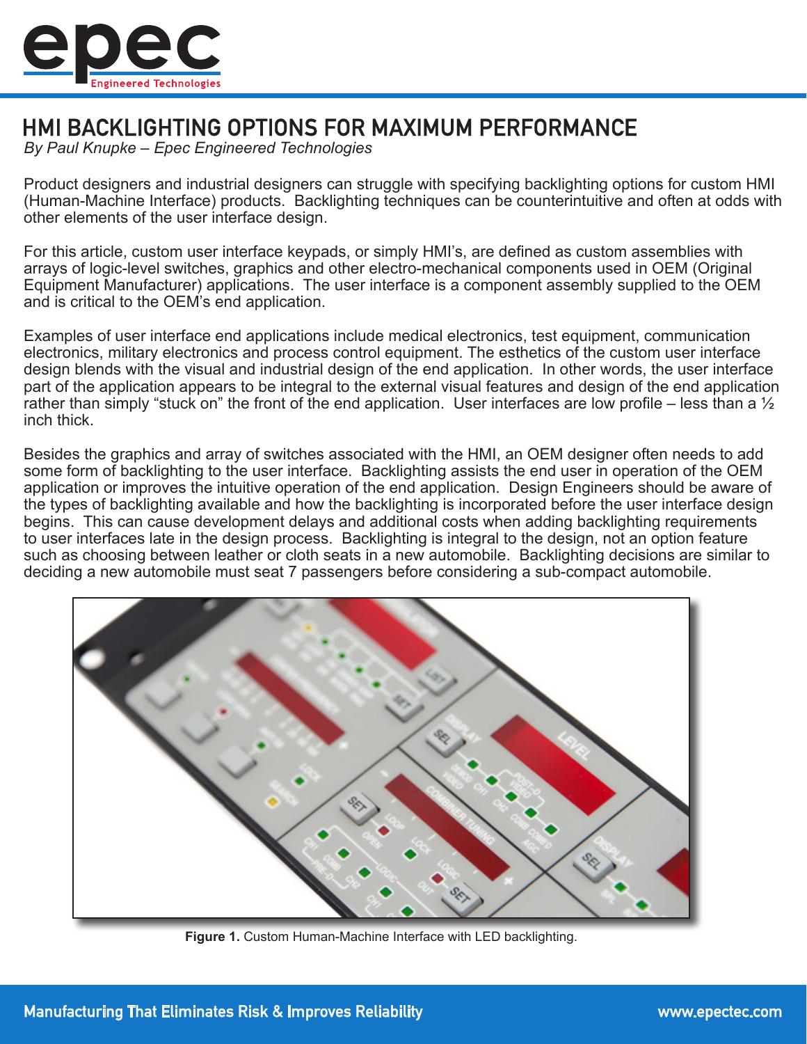# HMI BACKLIGHTING OPTIONS FOR MAXIMUM PERFORMANCE

*By Paul Knupke – Epec Engineered Technologies*

Product designers and industrial designers can struggle with specifying backlighting options for custom HMI (Human-Machine Interface) products. Backlighting techniques can be counterintuitive and often at odds with other elements of the user interface design.

For this article, custom user interface keypads, or simply HMI's, are defined as custom assemblies with arrays of logic-level switches, graphics and other electro-mechanical components used in OEM (Original Equipment Manufacturer) applications. The user interface is a component assembly supplied to the OEM and is critical to the OEM's end application.

Examples of user interface end applications include medical electronics, test equipment, communication electronics, military electronics and process control equipment. The esthetics of the custom user interface design blends with the visual and industrial design of the end application. In other words, the user interface part of the application appears to be integral to the external visual features and design of the end application rather than simply "stuck on" the front of the end application. User interfaces are low profile – less than a ½ inch thick.

Besides the graphics and array of switches associated with the HMI, an OEM designer often needs to add some form of backlighting to the user interface. Backlighting assists the end user in operation of the OEM application or improves the intuitive operation of the end application. Design Engineers should be aware of the types of backlighting available and how the backlighting is incorporated before the user interface design begins. This can cause development delays and additional costs when adding backlighting requirements to user interfaces late in the design process. Backlighting is integral to the design, not an option feature such as choosing between leather or cloth seats in a new automobile. Backlighting decisions are similar to deciding a new automobile must seat 7 passengers before considering a sub-compact automobile.

**Figure 1.** Custom Human-Machine Interface with LED backlighting.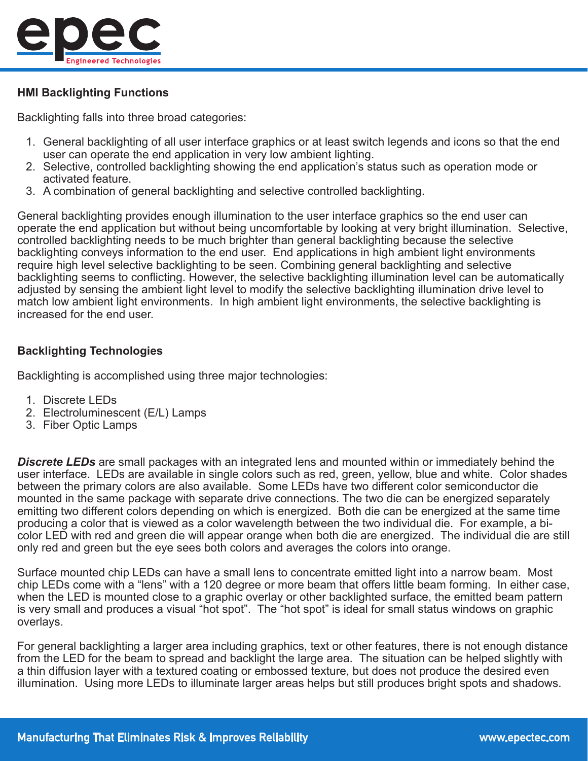## HMI Backlighting Functions

Backlighting falls into three broad categories:

1. General backlighting of all user interface graphics or at least switch legends and icons so that the end user can operate the end application in very low ambient lighting.
2. Selective, controlled backlighting showing the end application's status such as operation mode or activated feature.
3. A combination of general backlighting and selective controlled backlighting.

General backlighting provides enough illumination to the user interface graphics so the end user can operate the end application but without being uncomfortable by looking at very bright illumination. Selective, controlled backlighting needs to be much brighter than general backlighting because the selective backlighting conveys information to the end user. End applications in high ambient light environments require high level selective backlighting to be seen. Combining general backlighting and selective backlighting seems to conflicting. However, the selective backlighting illumination level can be automatically adjusted by sensing the ambient light level to modify the selective backlighting illumination drive level to match low ambient light environments. In high ambient light environments, the selective backlighting is increased for the end user.

## Backlighting Technologies

Backlighting is accomplished using three major technologies:

1. Discrete LEDs
2. Electroluminescent (E/L) Lamps
3. Fiber Optic Lamps

***Discrete LEDs*** are small packages with an integrated lens and mounted within or immediately behind the user interface. LEDs are available in single colors such as red, green, yellow, blue and white. Color shades between the primary colors are also available. Some LEDs have two different color semiconductor die mounted in the same package with separate drive connections. The two die can be energized separately emitting two different colors depending on which is energized. Both die can be energized at the same time producing a color that is viewed as a color wavelength between the two individual die. For example, a bi-color LED with red and green die will appear orange when both die are energized. The individual die are still only red and green but the eye sees both colors and averages the colors into orange.

Surface mounted chip LEDs can have a small lens to concentrate emitted light into a narrow beam. Most chip LEDs come with a "lens" with a 120 degree or more beam that offers little beam forming. In either case, when the LED is mounted close to a graphic overlay or other backlighted surface, the emitted beam pattern is very small and produces a visual "hot spot". The "hot spot" is ideal for small status windows on graphic overlays.

For general backlighting a larger area including graphics, text or other features, there is not enough distance from the LED for the beam to spread and backlight the large area. The situation can be helped slightly with a thin diffusion layer with a textured coating or embossed texture, but does not produce the desired even illumination. Using more LEDs to illuminate larger areas helps but still produces bright spots and shadows.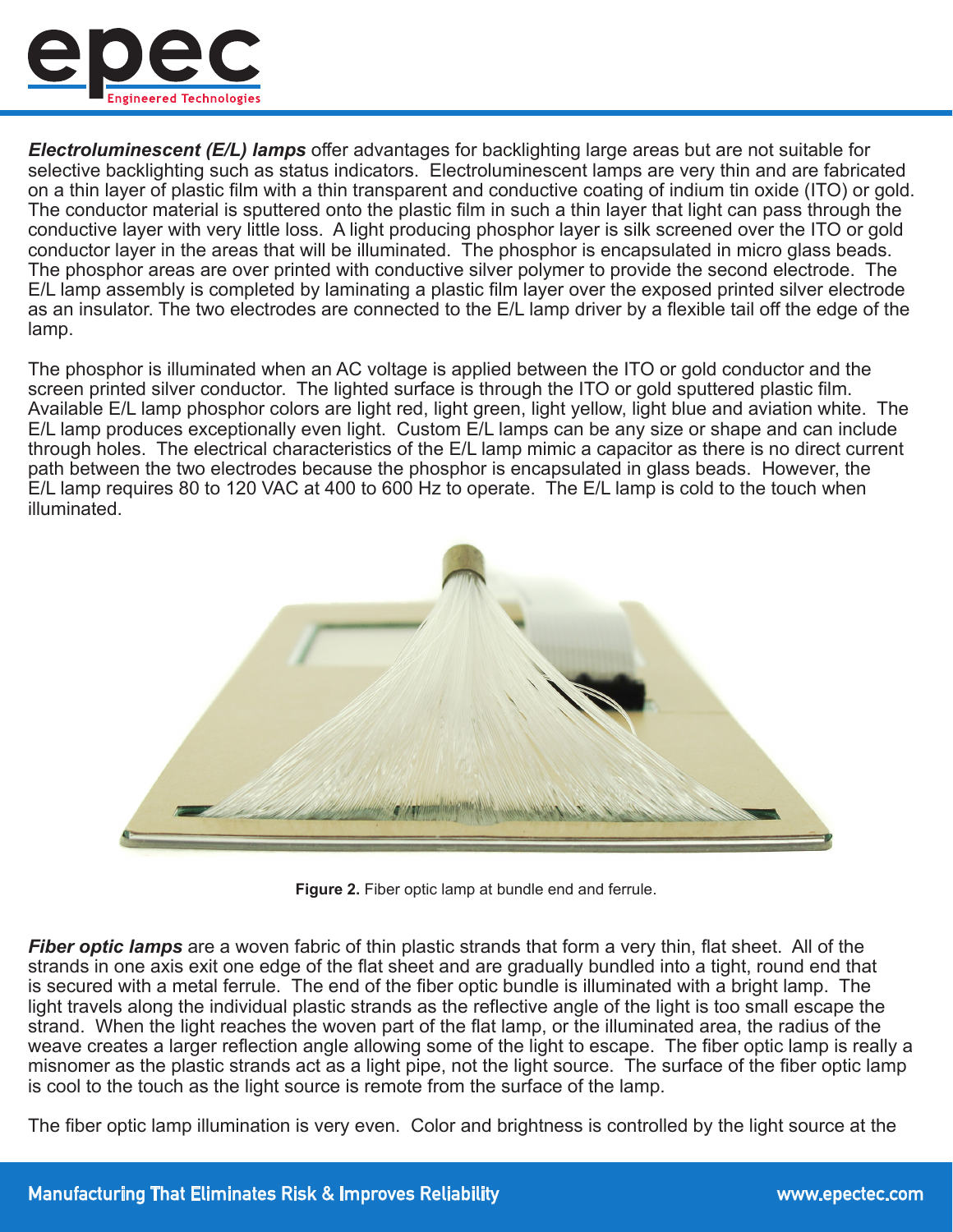***Electroluminescent (E/L) lamps*** offer advantages for backlighting large areas but are not suitable for selective backlighting such as status indicators. Electroluminescent lamps are very thin and are fabricated on a thin layer of plastic film with a thin transparent and conductive coating of indium tin oxide (ITO) or gold. The conductor material is sputtered onto the plastic film in such a thin layer that light can pass through the conductive layer with very little loss. A light producing phosphor layer is silk screened over the ITO or gold conductor layer in the areas that will be illuminated. The phosphor is encapsulated in micro glass beads. The phosphor areas are over printed with conductive silver polymer to provide the second electrode. The E/L lamp assembly is completed by laminating a plastic film layer over the exposed printed silver electrode as an insulator. The two electrodes are connected to the E/L lamp driver by a flexible tail off the edge of the lamp.

The phosphor is illuminated when an AC voltage is applied between the ITO or gold conductor and the screen printed silver conductor. The lighted surface is through the ITO or gold sputtered plastic film. Available E/L lamp phosphor colors are light red, light green, light yellow, light blue and aviation white. The E/L lamp produces exceptionally even light. Custom E/L lamps can be any size or shape and can include through holes. The electrical characteristics of the E/L lamp mimic a capacitor as there is no direct current path between the two electrodes because the phosphor is encapsulated in glass beads. However, the E/L lamp requires 80 to 120 VAC at 400 to 600 Hz to operate. The E/L lamp is cold to the touch when illuminated.

**Figure 2.** Fiber optic lamp at bundle end and ferrule.

***Fiber optic lamps*** are a woven fabric of thin plastic strands that form a very thin, flat sheet. All of the strands in one axis exit one edge of the flat sheet and are gradually bundled into a tight, round end that is secured with a metal ferrule. The end of the fiber optic bundle is illuminated with a bright lamp. The light travels along the individual plastic strands as the reflective angle of the light is too small escape the strand. When the light reaches the woven part of the flat lamp, or the illuminated area, the radius of the weave creates a larger reflection angle allowing some of the light to escape. The fiber optic lamp is really a misnomer as the plastic strands act as a light pipe, not the light source. The surface of the fiber optic lamp is cool to the touch as the light source is remote from the surface of the lamp.

The fiber optic lamp illumination is very even. Color and brightness is controlled by the light source at the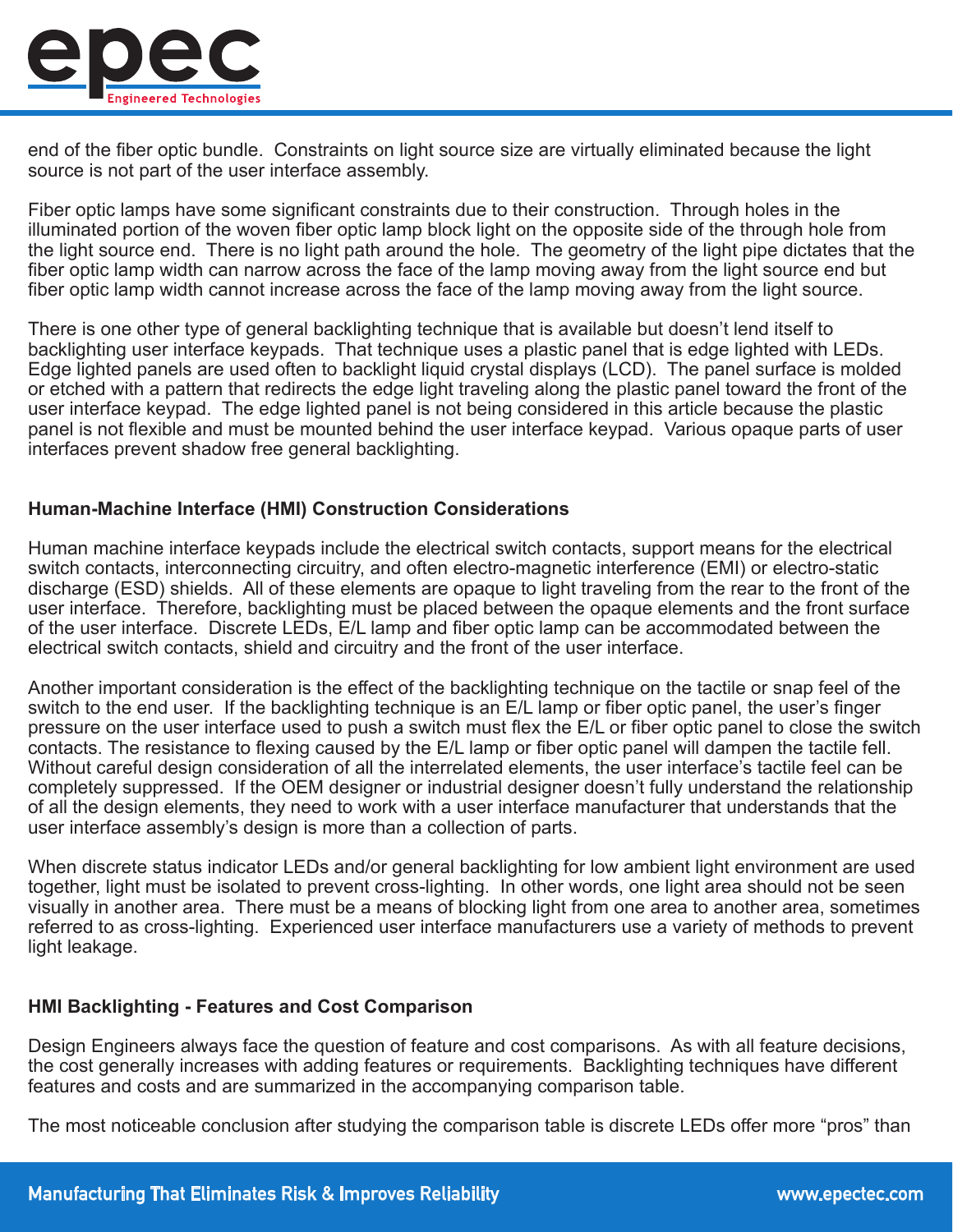end of the fiber optic bundle. Constraints on light source size are virtually eliminated because the light source is not part of the user interface assembly.

Fiber optic lamps have some significant constraints due to their construction. Through holes in the illuminated portion of the woven fiber optic lamp block light on the opposite side of the through hole from the light source end. There is no light path around the hole. The geometry of the light pipe dictates that the fiber optic lamp width can narrow across the face of the lamp moving away from the light source end but fiber optic lamp width cannot increase across the face of the lamp moving away from the light source.

There is one other type of general backlighting technique that is available but doesn't lend itself to backlighting user interface keypads. That technique uses a plastic panel that is edge lighted with LEDs. Edge lighted panels are used often to backlight liquid crystal displays (LCD). The panel surface is molded or etched with a pattern that redirects the edge light traveling along the plastic panel toward the front of the user interface keypad. The edge lighted panel is not being considered in this article because the plastic panel is not flexible and must be mounted behind the user interface keypad. Various opaque parts of user interfaces prevent shadow free general backlighting.

### Human-Machine Interface (HMI) Construction Considerations

Human machine interface keypads include the electrical switch contacts, support means for the electrical switch contacts, interconnecting circuitry, and often electro-magnetic interference (EMI) or electro-static discharge (ESD) shields. All of these elements are opaque to light traveling from the rear to the front of the user interface. Therefore, backlighting must be placed between the opaque elements and the front surface of the user interface. Discrete LEDs, E/L lamp and fiber optic lamp can be accommodated between the electrical switch contacts, shield and circuitry and the front of the user interface.

Another important consideration is the effect of the backlighting technique on the tactile or snap feel of the switch to the end user. If the backlighting technique is an E/L lamp or fiber optic panel, the user's finger pressure on the user interface used to push a switch must flex the E/L or fiber optic panel to close the switch contacts. The resistance to flexing caused by the E/L lamp or fiber optic panel will dampen the tactile fell. Without careful design consideration of all the interrelated elements, the user interface's tactile feel can be completely suppressed. If the OEM designer or industrial designer doesn't fully understand the relationship of all the design elements, they need to work with a user interface manufacturer that understands that the user interface assembly's design is more than a collection of parts.

When discrete status indicator LEDs and/or general backlighting for low ambient light environment are used together, light must be isolated to prevent cross-lighting. In other words, one light area should not be seen visually in another area. There must be a means of blocking light from one area to another area, sometimes referred to as cross-lighting. Experienced user interface manufacturers use a variety of methods to prevent light leakage.

### HMI Backlighting - Features and Cost Comparison

Design Engineers always face the question of feature and cost comparisons. As with all feature decisions, the cost generally increases with adding features or requirements. Backlighting techniques have different features and costs and are summarized in the accompanying comparison table.

The most noticeable conclusion after studying the comparison table is discrete LEDs offer more "pros" than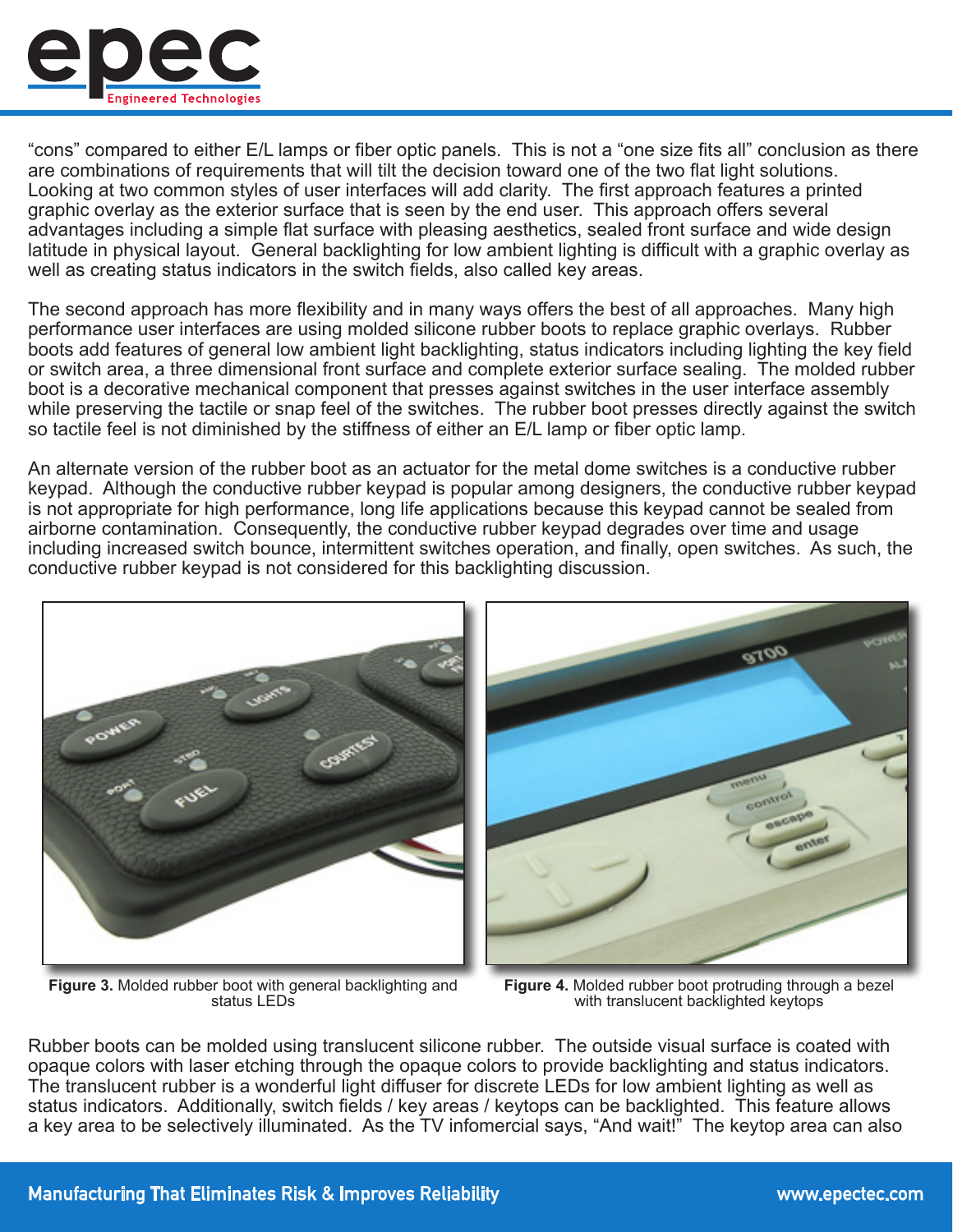"cons" compared to either E/L lamps or fiber optic panels. This is not a "one size fits all" conclusion as there are combinations of requirements that will tilt the decision toward one of the two flat light solutions. Looking at two common styles of user interfaces will add clarity. The first approach features a printed graphic overlay as the exterior surface that is seen by the end user. This approach offers several advantages including a simple flat surface with pleasing aesthetics, sealed front surface and wide design latitude in physical layout. General backlighting for low ambient lighting is difficult with a graphic overlay as well as creating status indicators in the switch fields, also called key areas.

The second approach has more flexibility and in many ways offers the best of all approaches. Many high performance user interfaces are using molded silicone rubber boots to replace graphic overlays. Rubber boots add features of general low ambient light backlighting, status indicators including lighting the key field or switch area, a three dimensional front surface and complete exterior surface sealing. The molded rubber boot is a decorative mechanical component that presses against switches in the user interface assembly while preserving the tactile or snap feel of the switches. The rubber boot presses directly against the switch so tactile feel is not diminished by the stiffness of either an E/L lamp or fiber optic lamp.

An alternate version of the rubber boot as an actuator for the metal dome switches is a conductive rubber keypad. Although the conductive rubber keypad is popular among designers, the conductive rubber keypad is not appropriate for high performance, long life applications because this keypad cannot be sealed from airborne contamination. Consequently, the conductive rubber keypad degrades over time and usage including increased switch bounce, intermittent switches operation, and finally, open switches. As such, the conductive rubber keypad is not considered for this backlighting discussion.

**Figure 3.** Molded rubber boot with general backlighting and status LEDs

**Figure 4.** Molded rubber boot protruding through a bezel with translucent backlighted keytops

Rubber boots can be molded using translucent silicone rubber. The outside visual surface is coated with opaque colors with laser etching through the opaque colors to provide backlighting and status indicators. The translucent rubber is a wonderful light diffuser for discrete LEDs for low ambient lighting as well as status indicators. Additionally, switch fields / key areas / keytops can be backlighted. This feature allows a key area to be selectively illuminated. As the TV infomercial says, "And wait!" The keytop area can also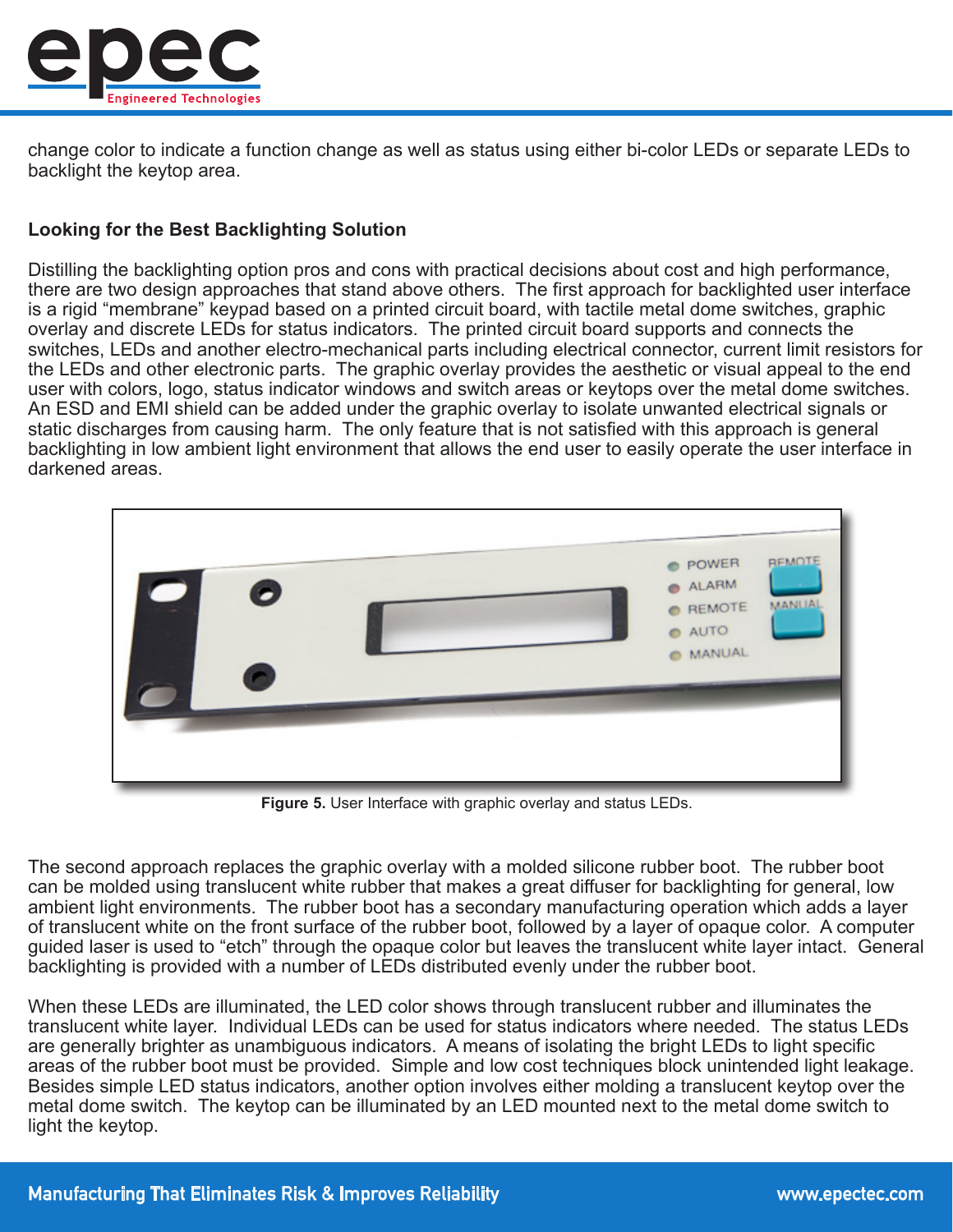change color to indicate a function change as well as status using either bi-color LEDs or separate LEDs to backlight the keytop area.

### Looking for the Best Backlighting Solution

Distilling the backlighting option pros and cons with practical decisions about cost and high performance, there are two design approaches that stand above others. The first approach for backlighted user interface is a rigid "membrane" keypad based on a printed circuit board, with tactile metal dome switches, graphic overlay and discrete LEDs for status indicators. The printed circuit board supports and connects the switches, LEDs and another electro-mechanical parts including electrical connector, current limit resistors for the LEDs and other electronic parts. The graphic overlay provides the aesthetic or visual appeal to the end user with colors, logo, status indicator windows and switch areas or keytops over the metal dome switches. An ESD and EMI shield can be added under the graphic overlay to isolate unwanted electrical signals or static discharges from causing harm. The only feature that is not satisfied with this approach is general backlighting in low ambient light environment that allows the end user to easily operate the user interface in darkened areas.

**Figure 5.** User Interface with graphic overlay and status LEDs.

The second approach replaces the graphic overlay with a molded silicone rubber boot. The rubber boot can be molded using translucent white rubber that makes a great diffuser for backlighting for general, low ambient light environments. The rubber boot has a secondary manufacturing operation which adds a layer of translucent white on the front surface of the rubber boot, followed by a layer of opaque color. A computer guided laser is used to "etch" through the opaque color but leaves the translucent white layer intact. General backlighting is provided with a number of LEDs distributed evenly under the rubber boot.

When these LEDs are illuminated, the LED color shows through translucent rubber and illuminates the translucent white layer. Individual LEDs can be used for status indicators where needed. The status LEDs are generally brighter as unambiguous indicators. A means of isolating the bright LEDs to light specific areas of the rubber boot must be provided. Simple and low cost techniques block unintended light leakage. Besides simple LED status indicators, another option involves either molding a translucent keytop over the metal dome switch. The keytop can be illuminated by an LED mounted next to the metal dome switch to light the keytop.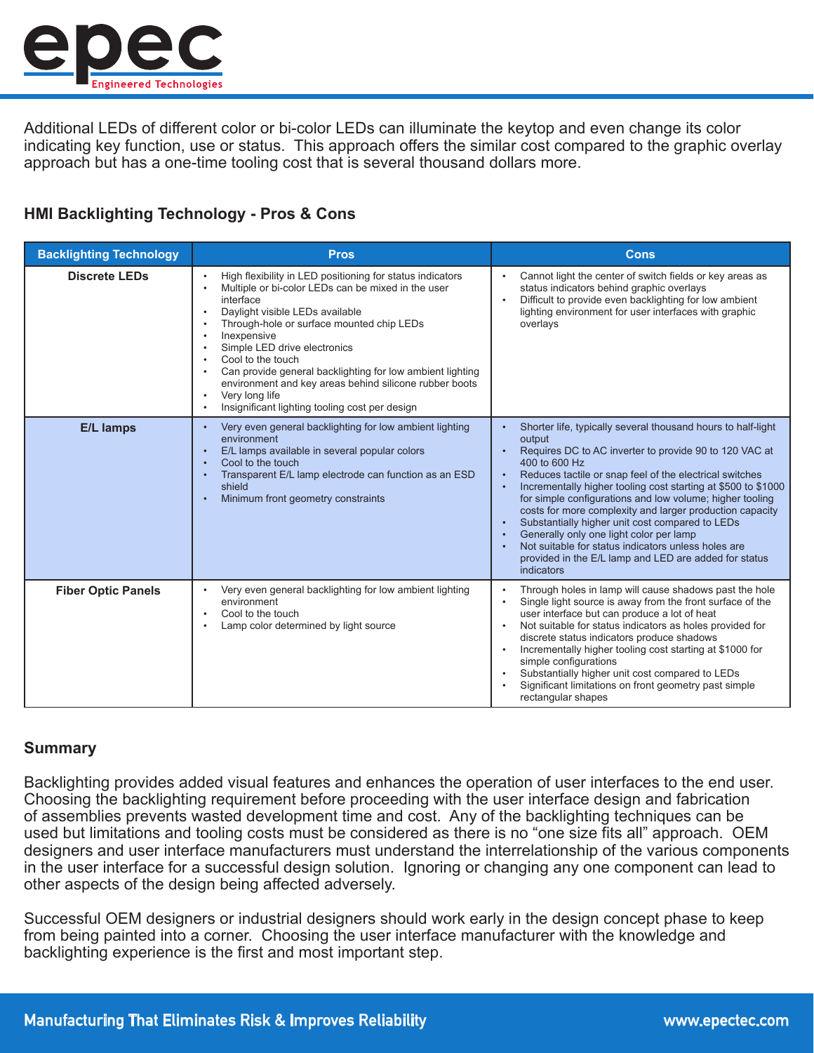Additional LEDs of different color or bi-color LEDs can illuminate the keytop and even change its color indicating key function, use or status. This approach offers the similar cost compared to the graphic overlay approach but has a one-time tooling cost that is several thousand dollars more.

### HMI Backlighting Technology - Pros & Cons

| Backlighting Technology | Pros | Cons |
|---|---|---|
| **Discrete LEDs** | • High flexibility in LED positioning for status indicators<br>• Multiple or bi-color LEDs can be mixed in the user interface<br>• Daylight visible LEDs available<br>• Through-hole or surface mounted chip LEDs<br>• Inexpensive<br>• Simple LED drive electronics<br>• Cool to the touch<br>• Can provide general backlighting for low ambient lighting environment and key areas behind silicone rubber boots<br>• Very long life<br>• Insignificant lighting tooling cost per design | • Cannot light the center of switch fields or key areas as status indicators behind graphic overlays<br>• Difficult to provide even backlighting for low ambient lighting environment for user interfaces with graphic overlays |
| **E/L lamps** | • Very even general backlighting for low ambient lighting environment<br>• E/L lamps available in several popular colors<br>• Cool to the touch<br>• Transparent E/L lamp electrode can function as an ESD shield<br>• Minimum front geometry constraints | • Shorter life, typically several thousand hours to half-light output<br>• Requires DC to AC inverter to provide 90 to 120 VAC at 400 to 600 Hz<br>• Reduces tactile or snap feel of the electrical switches<br>• Incrementally higher tooling cost starting at $500 to $1000 for simple configurations and low volume; higher tooling costs for more complexity and larger production capacity<br>• Substantially higher unit cost compared to LEDs<br>• Generally only one light color per lamp<br>• Not suitable for status indicators unless holes are provided in the E/L lamp and LED are added for status indicators |
| **Fiber Optic Panels** | • Very even general backlighting for low ambient lighting environment<br>• Cool to the touch<br>• Lamp color determined by light source | • Through holes in lamp will cause shadows past the hole<br>• Single light source is away from the front surface of the user interface but can produce a lot of heat<br>• Not suitable for status indicators as holes provided for discrete status indicators produce shadows<br>• Incrementally higher tooling cost starting at $1000 for simple configurations<br>• Substantially higher unit cost compared to LEDs<br>• Significant limitations on front geometry past simple rectangular shapes |

### Summary

Backlighting provides added visual features and enhances the operation of user interfaces to the end user. Choosing the backlighting requirement before proceeding with the user interface design and fabrication of assemblies prevents wasted development time and cost. Any of the backlighting techniques can be used but limitations and tooling costs must be considered as there is no "one size fits all" approach. OEM designers and user interface manufacturers must understand the interrelationship of the various components in the user interface for a successful design solution. Ignoring or changing any one component can lead to other aspects of the design being affected adversely.

Successful OEM designers or industrial designers should work early in the design concept phase to keep from being painted into a corner. Choosing the user interface manufacturer with the knowledge and backlighting experience is the first and most important step.